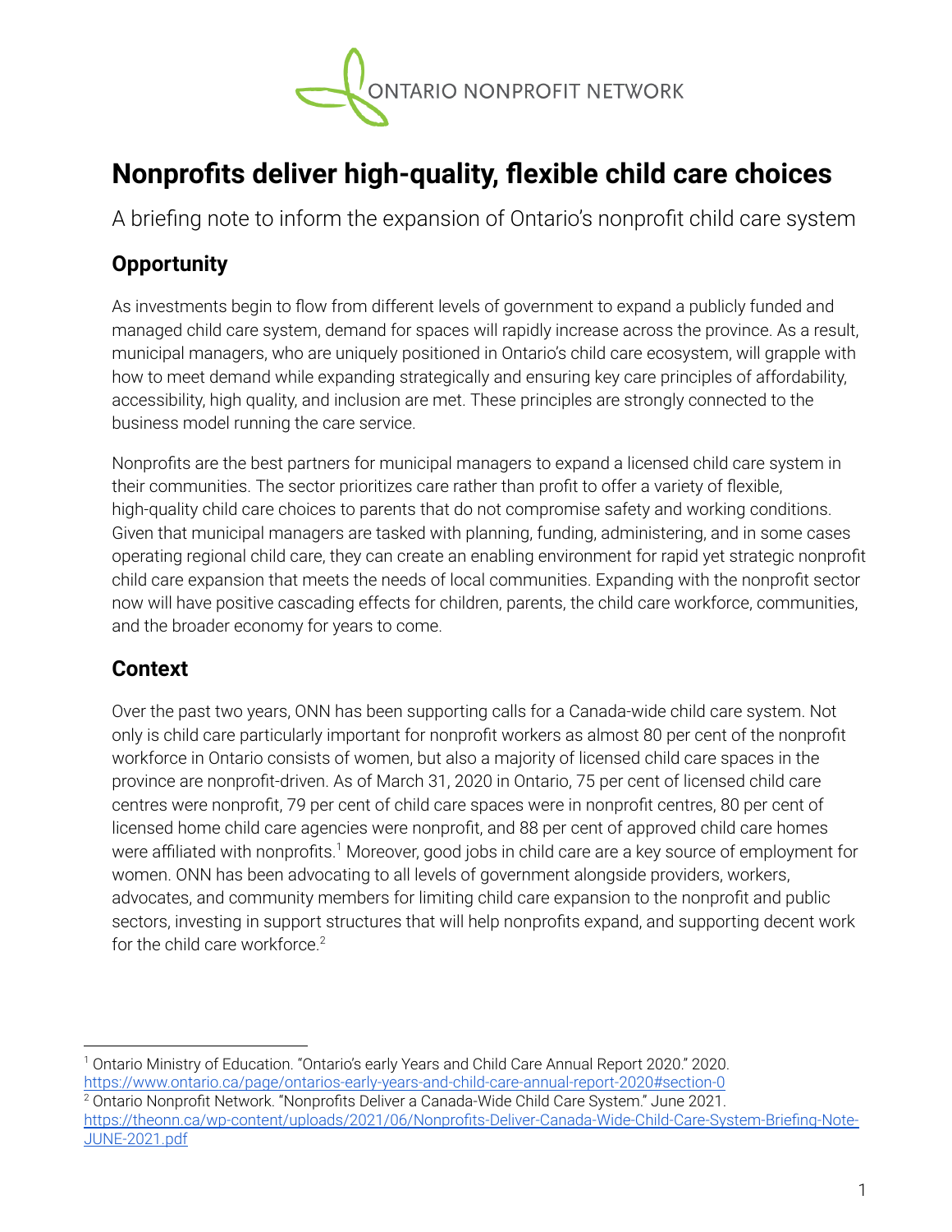ONTARIO NONPROFIT NETWORK

# Nonprofits deliver high-quality, flexible child care choices

A briefing note to inform the expansion of Ontario's nonprofit child care system

## Opportunity

As investments begin to flow from different levels of government to expand a publicly funded and managed child care system, demand for spaces will rapidly increase across the province. As a result, municipal managers, who are uniquely positioned in Ontario's child care ecosystem, will grapple with how to meet demand while expanding strategically and ensuring key care principles of affordability, accessibility, high quality, and inclusion are met. These principles are strongly connected to the business model running the care service.

Nonprofits are the best partners for municipal managers to expand a licensed child care system in their communities. The sector prioritizes care rather than profit to offer a variety of flexible, high-quality child care choices to parents that do not compromise safety and working conditions. Given that municipal managers are tasked with planning, funding, administering, and in some cases operating regional child care, they can create an enabling environment for rapid yet strategic nonprofit child care expansion that meets the needs of local communities. Expanding with the nonprofit sector now will have positive cascading effects for children, parents, the child care workforce, communities, and the broader economy for years to come.

## Context

Over the past two years, ONN has been supporting calls for a Canada-wide child care system. Not only is child care particularly important for nonprofit workers as almost 80 per cent of the nonprofit workforce in Ontario consists of women, but also a majority of licensed child care spaces in the province are nonprofit-driven. As of March 31, 2020 in Ontario, 75 per cent of licensed child care centres were nonprofit, 79 per cent of child care spaces were in nonprofit centres, 80 per cent of licensed home child care agencies were nonprofit, and 88 per cent of approved child care homes were affiliated with nonprofits.[1] Moreover, good jobs in child care are a key source of employment for women. ONN has been advocating to all levels of government alongside providers, workers, advocates, and community members for limiting child care expansion to the nonprofit and public sectors, investing in support structures that will help nonprofits expand, and supporting decent work for the child care workforce.[2]

---

[1] Ontario Ministry of Education. "Ontario's early Years and Child Care Annual Report 2020." 2020. https://www.ontario.ca/page/ontarios-early-years-and-child-care-annual-report-2020#section-0

[2] Ontario Nonprofit Network. "Nonprofits Deliver a Canada-Wide Child Care System." June 2021. https://theonn.ca/wp-content/uploads/2021/06/Nonprofits-Deliver-Canada-Wide-Child-Care-System-Briefing-Note-JUNE-2021.pdf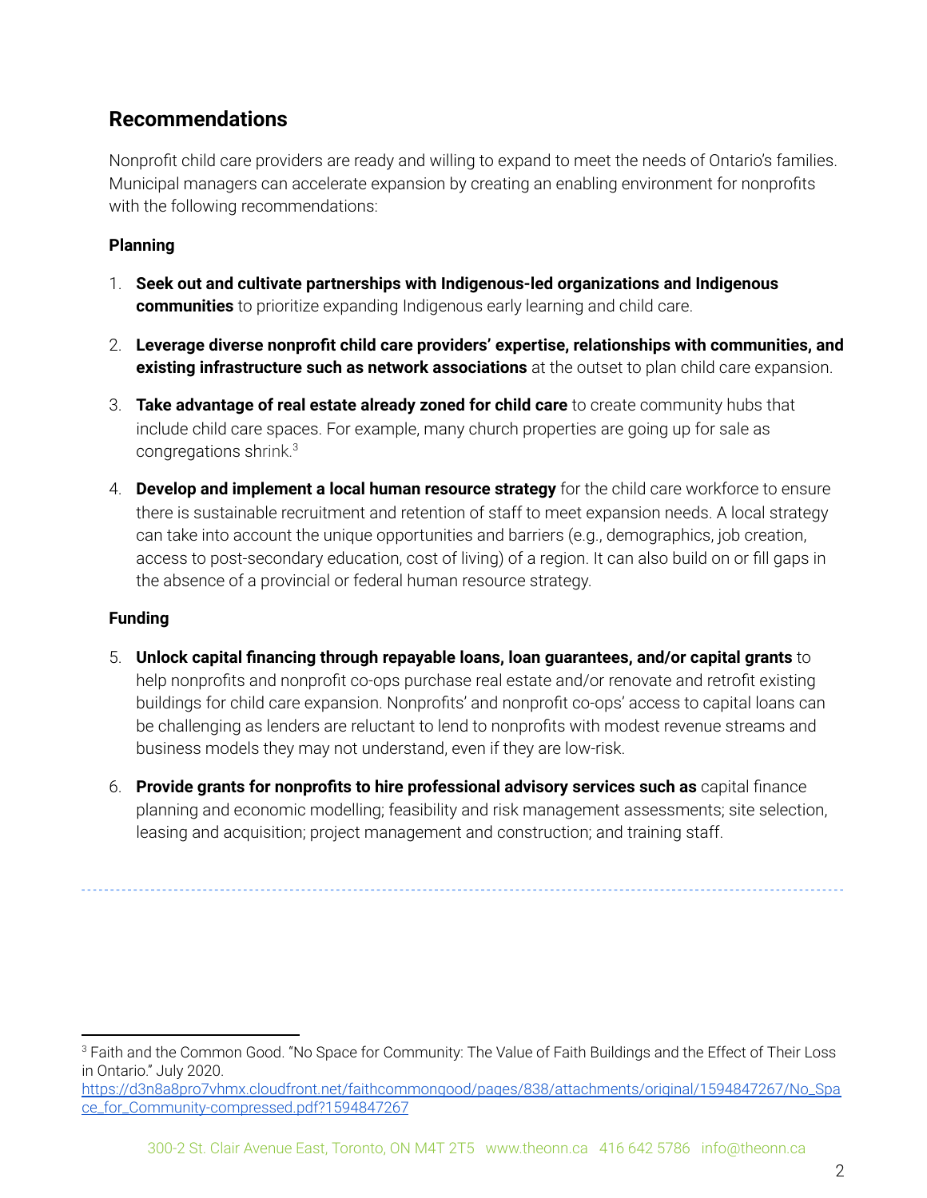## Recommendations

Nonprofit child care providers are ready and willing to expand to meet the needs of Ontario's families. Municipal managers can accelerate expansion by creating an enabling environment for nonprofits with the following recommendations:

**Planning**

1. **Seek out and cultivate partnerships with Indigenous-led organizations and Indigenous communities** to prioritize expanding Indigenous early learning and child care.

2. **Leverage diverse nonprofit child care providers' expertise, relationships with communities, and existing infrastructure such as network associations** at the outset to plan child care expansion.

3. **Take advantage of real estate already zoned for child care** to create community hubs that include child care spaces. For example, many church properties are going up for sale as congregations shrink.[3]

4. **Develop and implement a local human resource strategy** for the child care workforce to ensure there is sustainable recruitment and retention of staff to meet expansion needs. A local strategy can take into account the unique opportunities and barriers (e.g., demographics, job creation, access to post-secondary education, cost of living) of a region. It can also build on or fill gaps in the absence of a provincial or federal human resource strategy.

**Funding**

5. **Unlock capital financing through repayable loans, loan guarantees, and/or capital grants** to help nonprofits and nonprofit co-ops purchase real estate and/or renovate and retrofit existing buildings for child care expansion. Nonprofits' and nonprofit co-ops' access to capital loans can be challenging as lenders are reluctant to lend to nonprofits with modest revenue streams and business models they may not understand, even if they are low-risk.

6. **Provide grants for nonprofits to hire professional advisory services such as** capital finance planning and economic modelling; feasibility and risk management assessments; site selection, leasing and acquisition; project management and construction; and training staff.

---

[3] Faith and the Common Good. "No Space for Community: The Value of Faith Buildings and the Effect of Their Loss in Ontario." July 2020. https://d3n8a8pro7vhmx.cloudfront.net/faithcommongood/pages/838/attachments/original/1594847267/No_Space_for_Community-compressed.pdf?1594847267

300-2 St. Clair Avenue East, Toronto, ON M4T 2T5 www.theonn.ca 416 642 5786 info@theonn.ca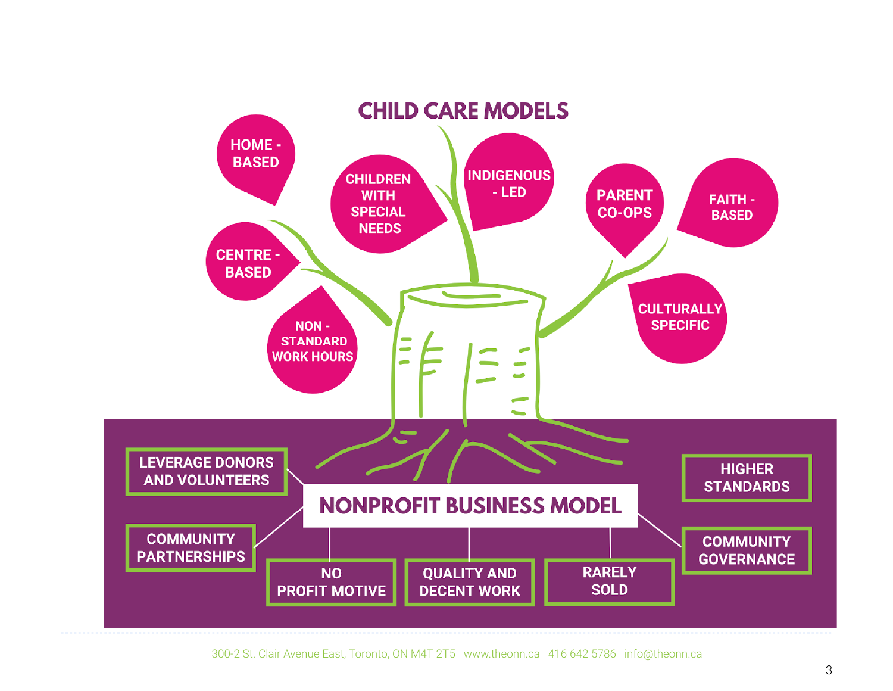# CHILD CARE MODELS

- HOME - BASED
- CENTRE - BASED
- NON - STANDARD WORK HOURS
- CHILDREN WITH SPECIAL NEEDS
- INDIGENOUS - LED
- PARENT CO-OPS
- FAITH - BASED
- CULTURALLY SPECIFIC

## NONPROFIT BUSINESS MODEL

- LEVERAGE DONORS AND VOLUNTEERS
- COMMUNITY PARTNERSHIPS
- NO PROFIT MOTIVE
- QUALITY AND DECENT WORK
- RARELY SOLD
- HIGHER STANDARDS
- COMMUNITY GOVERNANCE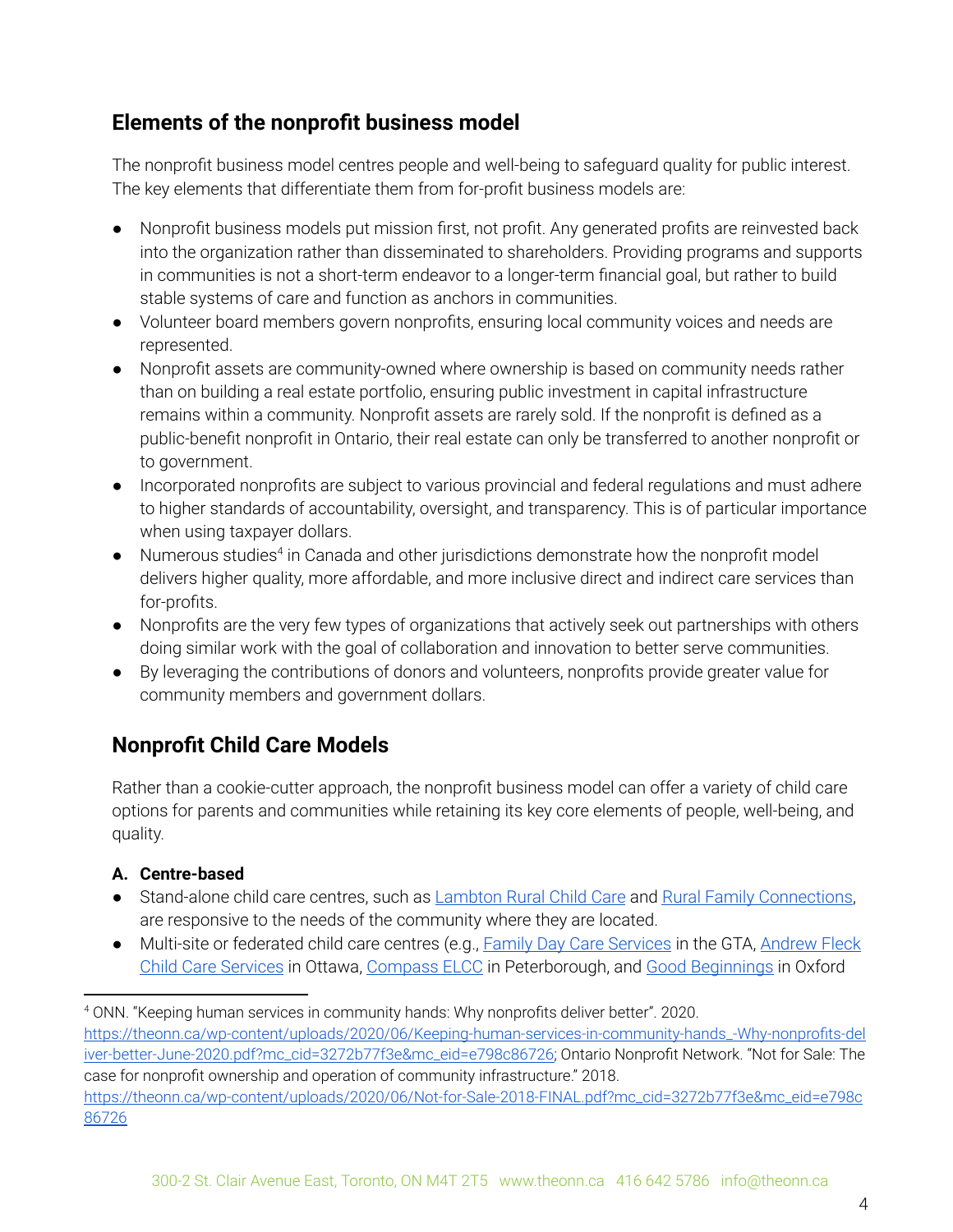## Elements of the nonprofit business model

The nonprofit business model centres people and well-being to safeguard quality for public interest. The key elements that differentiate them from for-profit business models are:

- Nonprofit business models put mission first, not profit. Any generated profits are reinvested back into the organization rather than disseminated to shareholders. Providing programs and supports in communities is not a short-term endeavor to a longer-term financial goal, but rather to build stable systems of care and function as anchors in communities.
- Volunteer board members govern nonprofits, ensuring local community voices and needs are represented.
- Nonprofit assets are community-owned where ownership is based on community needs rather than on building a real estate portfolio, ensuring public investment in capital infrastructure remains within a community. Nonprofit assets are rarely sold. If the nonprofit is defined as a public-benefit nonprofit in Ontario, their real estate can only be transferred to another nonprofit or to government.
- Incorporated nonprofits are subject to various provincial and federal regulations and must adhere to higher standards of accountability, oversight, and transparency. This is of particular importance when using taxpayer dollars.
- Numerous studies[4] in Canada and other jurisdictions demonstrate how the nonprofit model delivers higher quality, more affordable, and more inclusive direct and indirect care services than for-profits.
- Nonprofits are the very few types of organizations that actively seek out partnerships with others doing similar work with the goal of collaboration and innovation to better serve communities.
- By leveraging the contributions of donors and volunteers, nonprofits provide greater value for community members and government dollars.

## Nonprofit Child Care Models

Rather than a cookie-cutter approach, the nonprofit business model can offer a variety of child care options for parents and communities while retaining its key core elements of people, well-being, and quality.

**A. Centre-based**

- Stand-alone child care centres, such as Lambton Rural Child Care and Rural Family Connections, are responsive to the needs of the community where they are located.
- Multi-site or federated child care centres (e.g., Family Day Care Services in the GTA, Andrew Fleck Child Care Services in Ottawa, Compass ELCC in Peterborough, and Good Beginnings in Oxford

---

[4] ONN. "Keeping human services in community hands: Why nonprofits deliver better". 2020. https://theonn.ca/wp-content/uploads/2020/06/Keeping-human-services-in-community-hands_-Why-nonprofits-deliver-better-June-2020.pdf?mc_cid=3272b77f3e&mc_eid=e798c86726; Ontario Nonprofit Network. "Not for Sale: The case for nonprofit ownership and operation of community infrastructure." 2018. https://theonn.ca/wp-content/uploads/2020/06/Not-for-Sale-2018-FINAL.pdf?mc_cid=3272b77f3e&mc_eid=e798c86726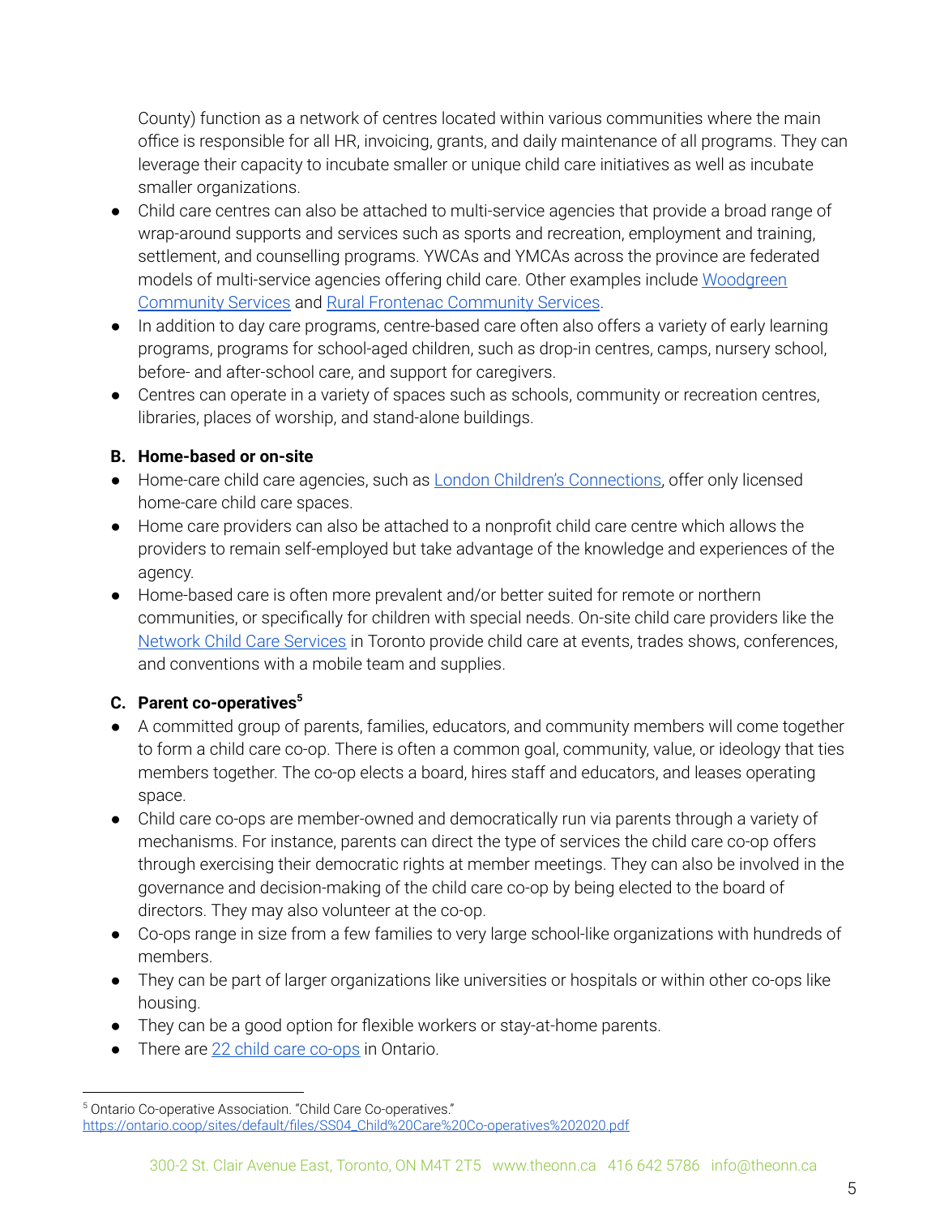County) function as a network of centres located within various communities where the main office is responsible for all HR, invoicing, grants, and daily maintenance of all programs. They can leverage their capacity to incubate smaller or unique child care initiatives as well as incubate smaller organizations.

- Child care centres can also be attached to multi-service agencies that provide a broad range of wrap-around supports and services such as sports and recreation, employment and training, settlement, and counselling programs. YWCAs and YMCAs across the province are federated models of multi-service agencies offering child care. Other examples include Woodgreen Community Services and Rural Frontenac Community Services.
- In addition to day care programs, centre-based care often also offers a variety of early learning programs, programs for school-aged children, such as drop-in centres, camps, nursery school, before- and after-school care, and support for caregivers.
- Centres can operate in a variety of spaces such as schools, community or recreation centres, libraries, places of worship, and stand-alone buildings.

**B. Home-based or on-site**

- Home-care child care agencies, such as London Children's Connections, offer only licensed home-care child care spaces.
- Home care providers can also be attached to a nonprofit child care centre which allows the providers to remain self-employed but take advantage of the knowledge and experiences of the agency.
- Home-based care is often more prevalent and/or better suited for remote or northern communities, or specifically for children with special needs. On-site child care providers like the Network Child Care Services in Toronto provide child care at events, trades shows, conferences, and conventions with a mobile team and supplies.

**C. Parent co-operatives[5]**

- A committed group of parents, families, educators, and community members will come together to form a child care co-op. There is often a common goal, community, value, or ideology that ties members together. The co-op elects a board, hires staff and educators, and leases operating space.
- Child care co-ops are member-owned and democratically run via parents through a variety of mechanisms. For instance, parents can direct the type of services the child care co-op offers through exercising their democratic rights at member meetings. They can also be involved in the governance and decision-making of the child care co-op by being elected to the board of directors. They may also volunteer at the co-op.
- Co-ops range in size from a few families to very large school-like organizations with hundreds of members.
- They can be part of larger organizations like universities or hospitals or within other co-ops like housing.
- They can be a good option for flexible workers or stay-at-home parents.
- There are 22 child care co-ops in Ontario.

[5] Ontario Co-operative Association. "Child Care Co-operatives." https://ontario.coop/sites/default/files/SS04_Child%20Care%20Co-operatives%202020.pdf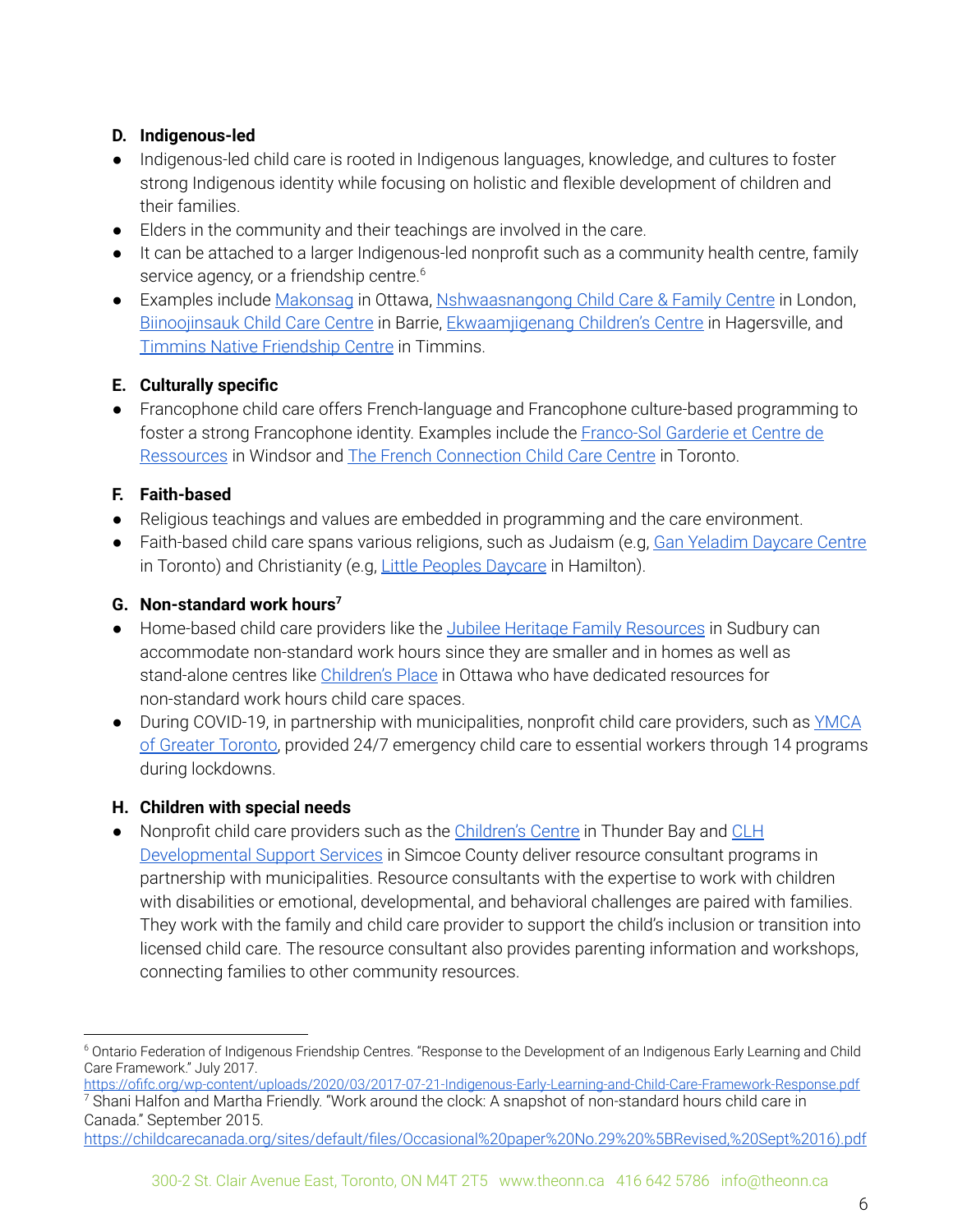### D. Indigenous-led

- Indigenous-led child care is rooted in Indigenous languages, knowledge, and cultures to foster strong Indigenous identity while focusing on holistic and flexible development of children and their families.
- Elders in the community and their teachings are involved in the care.
- It can be attached to a larger Indigenous-led nonprofit such as a community health centre, family service agency, or a friendship centre.[6]
- Examples include Makonsag in Ottawa, Nshwaasnangong Child Care & Family Centre in London, Biinoojinsauk Child Care Centre in Barrie, Ekwaamjigenang Children's Centre in Hagersville, and Timmins Native Friendship Centre in Timmins.

### E. Culturally specific

- Francophone child care offers French-language and Francophone culture-based programming to foster a strong Francophone identity. Examples include the Franco-Sol Garderie et Centre de Ressources in Windsor and The French Connection Child Care Centre in Toronto.

### F. Faith-based

- Religious teachings and values are embedded in programming and the care environment.
- Faith-based child care spans various religions, such as Judaism (e.g, Gan Yeladim Daycare Centre in Toronto) and Christianity (e.g, Little Peoples Daycare in Hamilton).

### G. Non-standard work hours[7]

- Home-based child care providers like the Jubilee Heritage Family Resources in Sudbury can accommodate non-standard work hours since they are smaller and in homes as well as stand-alone centres like Children's Place in Ottawa who have dedicated resources for non-standard work hours child care spaces.
- During COVID-19, in partnership with municipalities, nonprofit child care providers, such as YMCA of Greater Toronto, provided 24/7 emergency child care to essential workers through 14 programs during lockdowns.

### H. Children with special needs

- Nonprofit child care providers such as the Children's Centre in Thunder Bay and CLH Developmental Support Services in Simcoe County deliver resource consultant programs in partnership with municipalities. Resource consultants with the expertise to work with children with disabilities or emotional, developmental, and behavioral challenges are paired with families. They work with the family and child care provider to support the child's inclusion or transition into licensed child care. The resource consultant also provides parenting information and workshops, connecting families to other community resources.

---

[6] Ontario Federation of Indigenous Friendship Centres. "Response to the Development of an Indigenous Early Learning and Child Care Framework." July 2017. https://ofifc.org/wp-content/uploads/2020/03/2017-07-21-Indigenous-Early-Learning-and-Child-Care-Framework-Response.pdf

[7] Shani Halfon and Martha Friendly. "Work around the clock: A snapshot of non-standard hours child care in Canada." September 2015. https://childcarecanada.org/sites/default/files/Occasional%20paper%20No.29%20%5BRevised,%20Sept%2016).pdf